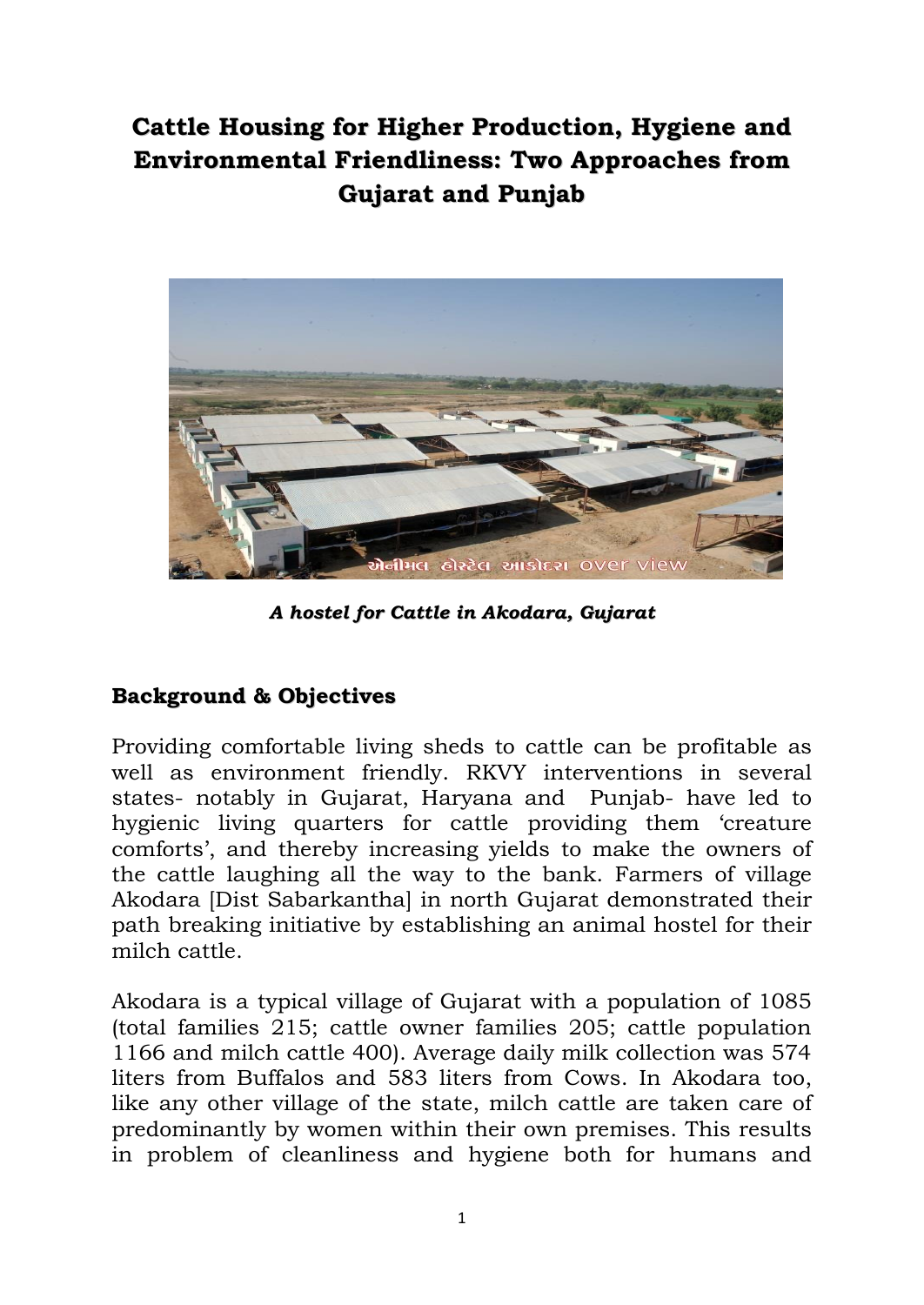# Cattle Housing for Higher Production, Hygiene and Environmental Friendliness: Two Approaches from Gujarat and Punjab

***A hostel for Cattle in Akodara, Gujarat***

## Background & Objectives

Providing comfortable living sheds to cattle can be profitable as well as environment friendly. RKVY interventions in several states- notably in Gujarat, Haryana and Punjab- have led to hygienic living quarters for cattle providing them 'creature comforts', and thereby increasing yields to make the owners of the cattle laughing all the way to the bank. Farmers of village Akodara [Dist Sabarkantha] in north Gujarat demonstrated their path breaking initiative by establishing an animal hostel for their milch cattle.

Akodara is a typical village of Gujarat with a population of 1085 (total families 215; cattle owner families 205; cattle population 1166 and milch cattle 400). Average daily milk collection was 574 liters from Buffalos and 583 liters from Cows. In Akodara too, like any other village of the state, milch cattle are taken care of predominantly by women within their own premises. This results in problem of cleanliness and hygiene both for humans and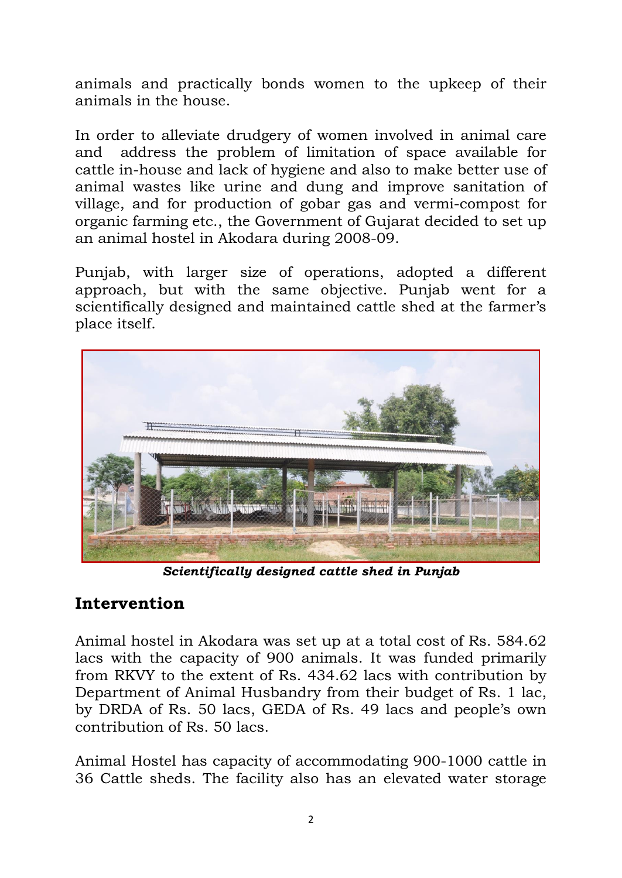animals and practically bonds women to the upkeep of their animals in the house.

In order to alleviate drudgery of women involved in animal care and address the problem of limitation of space available for cattle in-house and lack of hygiene and also to make better use of animal wastes like urine and dung and improve sanitation of village, and for production of gobar gas and vermi-compost for organic farming etc., the Government of Gujarat decided to set up an animal hostel in Akodara during 2008-09.

Punjab, with larger size of operations, adopted a different approach, but with the same objective. Punjab went for a scientifically designed and maintained cattle shed at the farmer's place itself.

***Scientifically designed cattle shed in Punjab***

## Intervention

Animal hostel in Akodara was set up at a total cost of Rs. 584.62 lacs with the capacity of 900 animals. It was funded primarily from RKVY to the extent of Rs. 434.62 lacs with contribution by Department of Animal Husbandry from their budget of Rs. 1 lac, by DRDA of Rs. 50 lacs, GEDA of Rs. 49 lacs and people's own contribution of Rs. 50 lacs.

Animal Hostel has capacity of accommodating 900-1000 cattle in 36 Cattle sheds. The facility also has an elevated water storage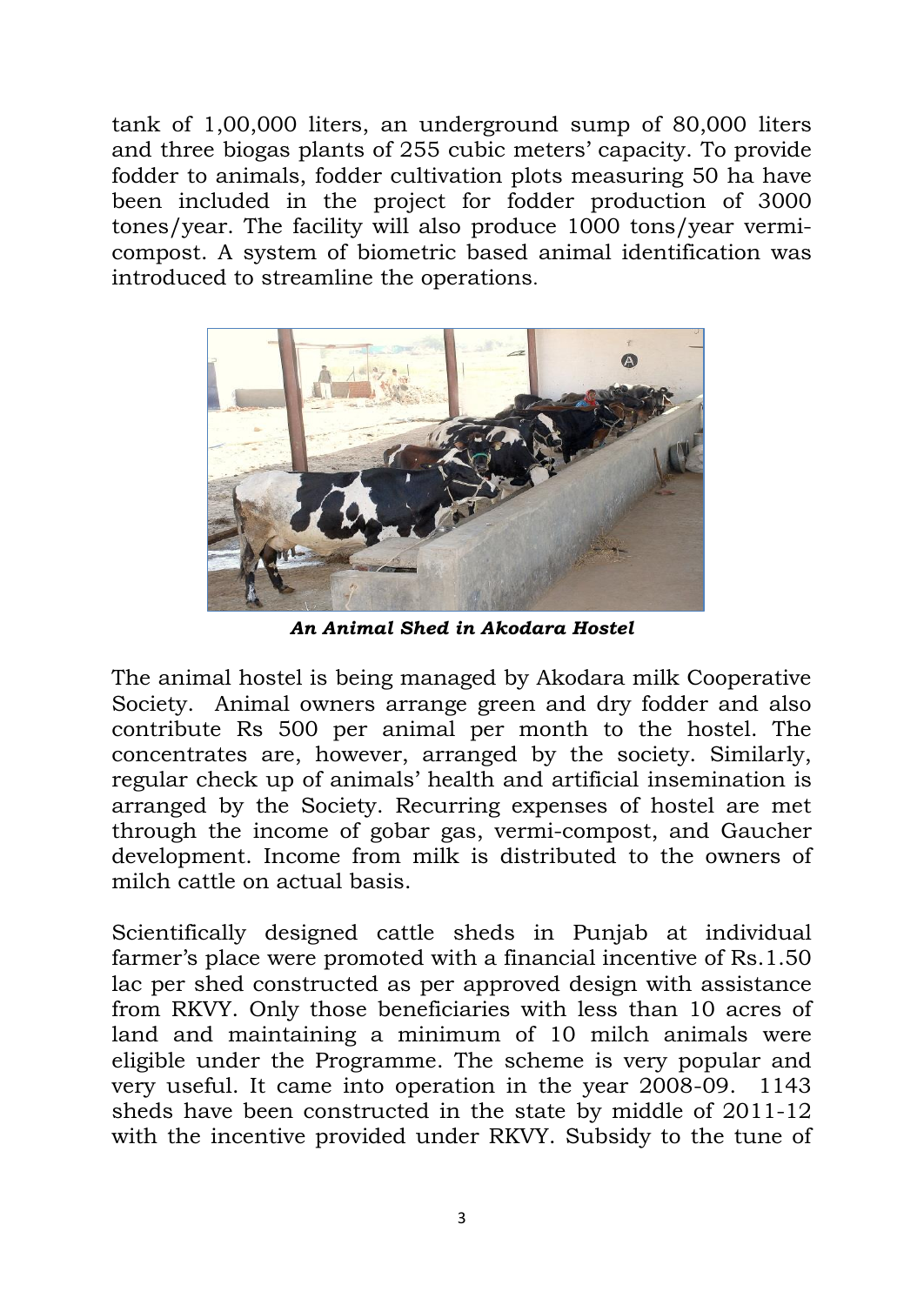tank of 1,00,000 liters, an underground sump of 80,000 liters and three biogas plants of 255 cubic meters' capacity. To provide fodder to animals, fodder cultivation plots measuring 50 ha have been included in the project for fodder production of 3000 tones/year. The facility will also produce 1000 tons/year vermi-compost. A system of biometric based animal identification was introduced to streamline the operations.

***An Animal Shed in Akodara Hostel***

The animal hostel is being managed by Akodara milk Cooperative Society. Animal owners arrange green and dry fodder and also contribute Rs 500 per animal per month to the hostel. The concentrates are, however, arranged by the society. Similarly, regular check up of animals' health and artificial insemination is arranged by the Society. Recurring expenses of hostel are met through the income of gobar gas, vermi-compost, and Gaucher development. Income from milk is distributed to the owners of milch cattle on actual basis.

Scientifically designed cattle sheds in Punjab at individual farmer's place were promoted with a financial incentive of Rs.1.50 lac per shed constructed as per approved design with assistance from RKVY. Only those beneficiaries with less than 10 acres of land and maintaining a minimum of 10 milch animals were eligible under the Programme. The scheme is very popular and very useful. It came into operation in the year 2008-09. 1143 sheds have been constructed in the state by middle of 2011-12 with the incentive provided under RKVY. Subsidy to the tune of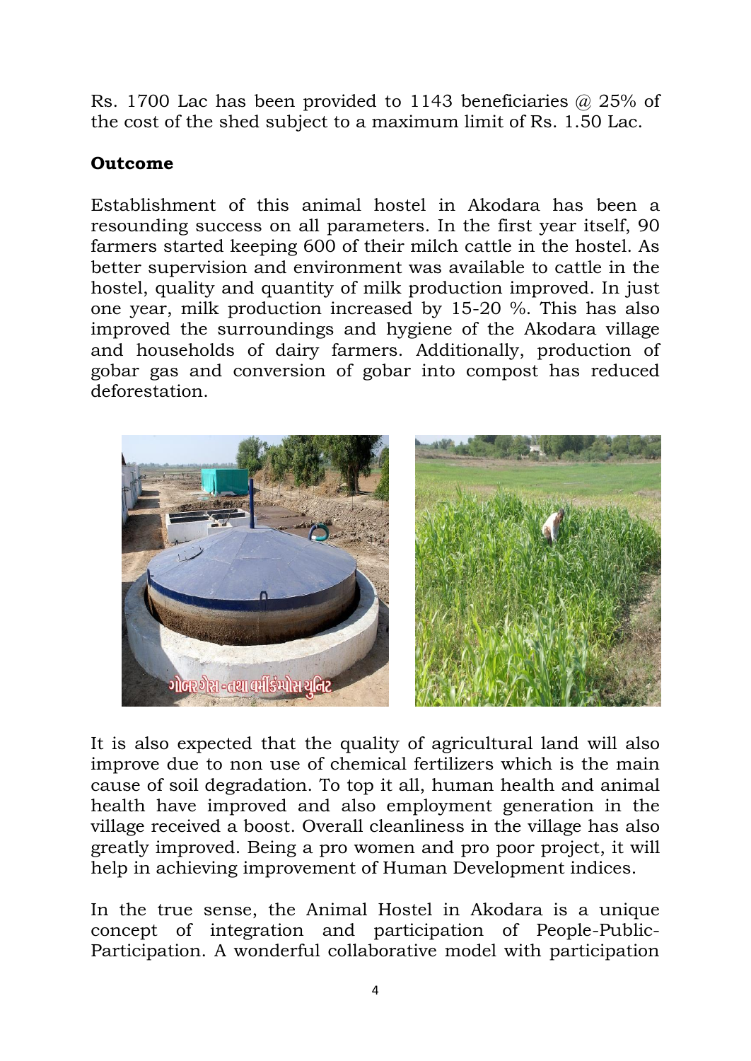Rs. 1700 Lac has been provided to 1143 beneficiaries @ 25% of the cost of the shed subject to a maximum limit of Rs. 1.50 Lac.

**Outcome**

Establishment of this animal hostel in Akodara has been a resounding success on all parameters. In the first year itself, 90 farmers started keeping 600 of their milch cattle in the hostel. As better supervision and environment was available to cattle in the hostel, quality and quantity of milk production improved. In just one year, milk production increased by 15-20 %. This has also improved the surroundings and hygiene of the Akodara village and households of dairy farmers. Additionally, production of gobar gas and conversion of gobar into compost has reduced deforestation.

It is also expected that the quality of agricultural land will also improve due to non use of chemical fertilizers which is the main cause of soil degradation. To top it all, human health and animal health have improved and also employment generation in the village received a boost. Overall cleanliness in the village has also greatly improved. Being a pro women and pro poor project, it will help in achieving improvement of Human Development indices.

In the true sense, the Animal Hostel in Akodara is a unique concept of integration and participation of People-Public-Participation. A wonderful collaborative model with participation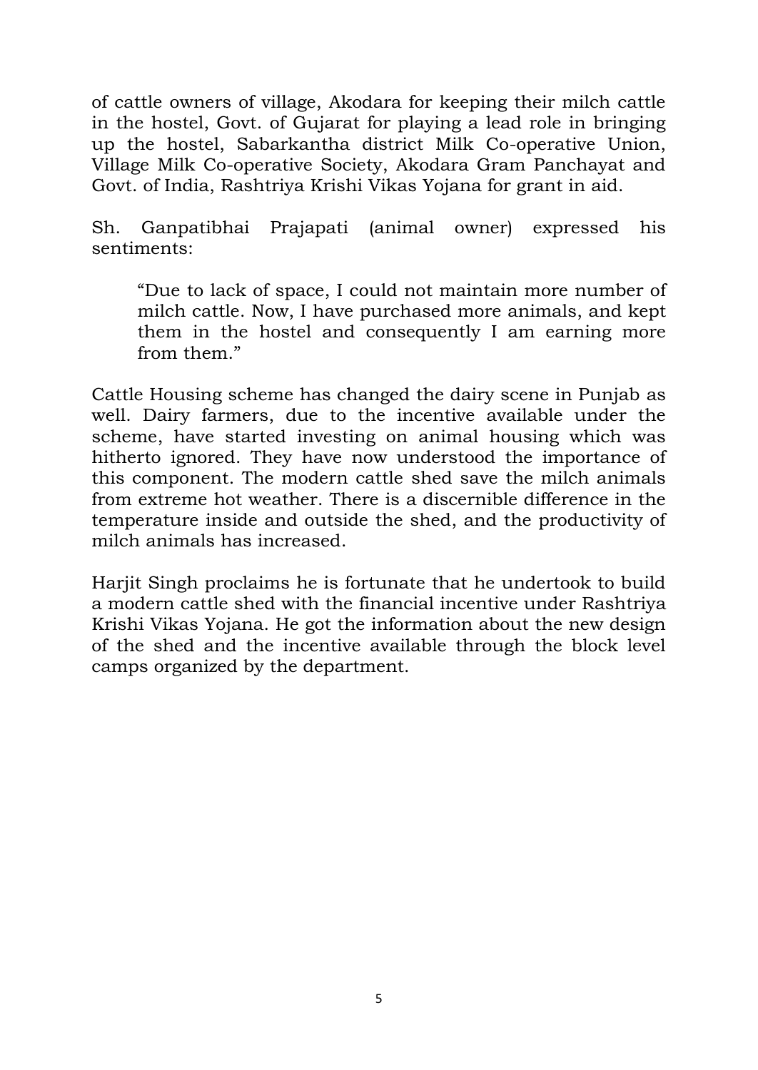of cattle owners of village, Akodara for keeping their milch cattle in the hostel, Govt. of Gujarat for playing a lead role in bringing up the hostel, Sabarkantha district Milk Co-operative Union, Village Milk Co-operative Society, Akodara Gram Panchayat and Govt. of India, Rashtriya Krishi Vikas Yojana for grant in aid.

Sh. Ganpatibhai Prajapati (animal owner) expressed his sentiments:

> "Due to lack of space, I could not maintain more number of milch cattle. Now, I have purchased more animals, and kept them in the hostel and consequently I am earning more from them."

Cattle Housing scheme has changed the dairy scene in Punjab as well. Dairy farmers, due to the incentive available under the scheme, have started investing on animal housing which was hitherto ignored. They have now understood the importance of this component. The modern cattle shed save the milch animals from extreme hot weather. There is a discernible difference in the temperature inside and outside the shed, and the productivity of milch animals has increased.

Harjit Singh proclaims he is fortunate that he undertook to build a modern cattle shed with the financial incentive under Rashtriya Krishi Vikas Yojana. He got the information about the new design of the shed and the incentive available through the block level camps organized by the department.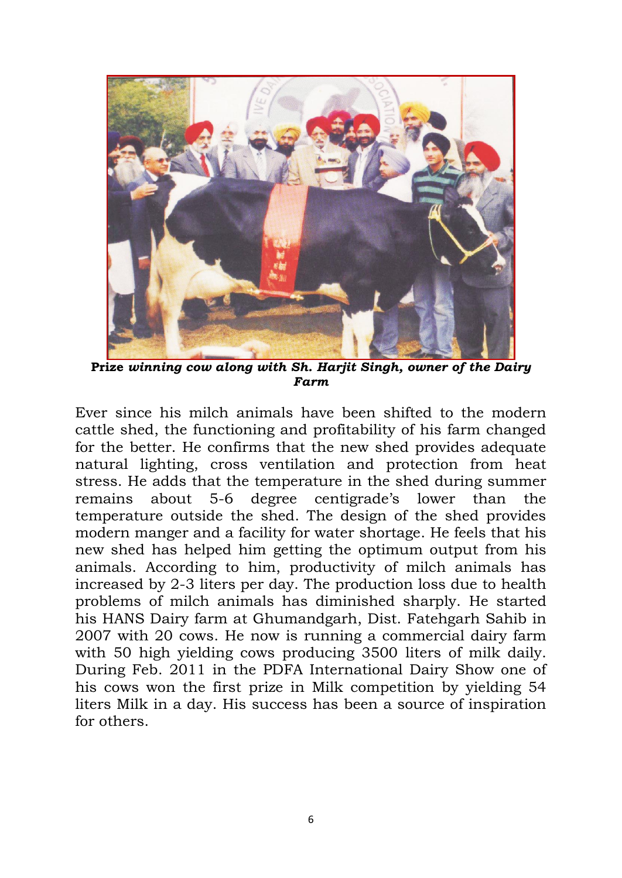**Prize** ***winning cow along with Sh. Harjit Singh, owner of the Dairy Farm***

Ever since his milch animals have been shifted to the modern cattle shed, the functioning and profitability of his farm changed for the better. He confirms that the new shed provides adequate natural lighting, cross ventilation and protection from heat stress. He adds that the temperature in the shed during summer remains about 5-6 degree centigrade's lower than the temperature outside the shed. The design of the shed provides modern manger and a facility for water shortage. He feels that his new shed has helped him getting the optimum output from his animals. According to him, productivity of milch animals has increased by 2-3 liters per day. The production loss due to health problems of milch animals has diminished sharply. He started his HANS Dairy farm at Ghumandgarh, Dist. Fatehgarh Sahib in 2007 with 20 cows. He now is running a commercial dairy farm with 50 high yielding cows producing 3500 liters of milk daily. During Feb. 2011 in the PDFA International Dairy Show one of his cows won the first prize in Milk competition by yielding 54 liters Milk in a day. His success has been a source of inspiration for others.